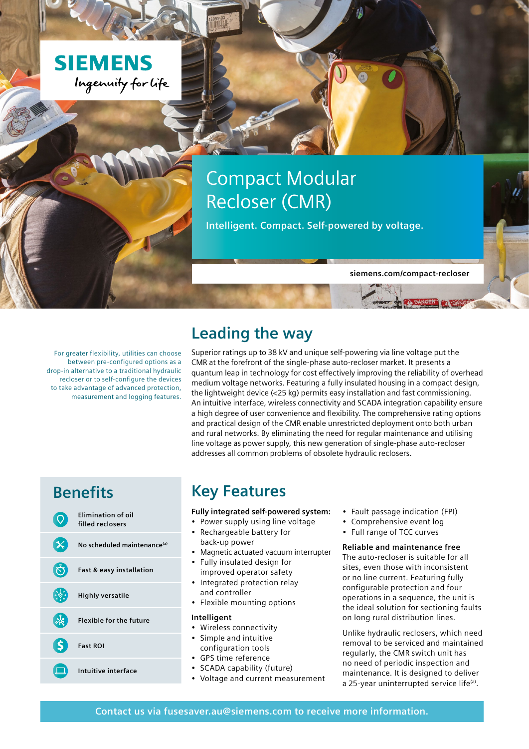SIEMENS

Ingenuity for life

# Compact Modular Recloser (CMR)

**Intelligent. Compact. Self-powered by voltage.**

siemens.com/compact-recloser

## Leading the way

For greater flexibility, utilities can choose between pre-configured options as a drop-in alternative to a traditional hydraulic recloser or to self-configure the devices to take advantage of advanced protection, measurement and logging features.

Superior ratings up to 38 kV and unique self-powering via line voltage put the CMR at the forefront of the single-phase auto-recloser market. It presents a quantum leap in technology for cost effectively improving the reliability of overhead medium voltage networks. Featuring a fully insulated housing in a compact design, the lightweight device (<25 kg) permits easy installation and fast commissioning. An intuitive interface, wireless connectivity and SCADA integration capability ensure a high degree of user convenience and flexibility. The comprehensive rating options and practical design of the CMR enable unrestricted deployment onto both urban and rural networks. By eliminating the need for regular maintenance and utilising line voltage as power supply, this new generation of single-phase auto-recloser addresses all common problems of obsolete hydraulic reclosers.

## Benefits

- Elimination of oil filled reclosers
- No scheduled maintenance[a]
- Fast & easy installation
- Highly versatile
- Flexible for the future
- Fast ROI
- Intuitive interface

## Key Features

**Fully integrated self-powered system:**

- Power supply using line voltage
- Rechargeable battery for back-up power
- Magnetic actuated vacuum interrupter
- Fully insulated design for improved operator safety
- Integrated protection relay and controller
- Flexible mounting options

**Intelligent**

- Wireless connectivity
- Simple and intuitive configuration tools
- GPS time reference
- SCADA capability (future)
- Voltage and current measurement
- Fault passage indication (FPI)
- Comprehensive event log
- Full range of TCC curves

**Reliable and maintenance free**

The auto-recloser is suitable for all sites, even those with inconsistent or no line current. Featuring fully configurable protection and four operations in a sequence, the unit is the ideal solution for sectioning faults on long rural distribution lines.

Unlike hydraulic reclosers, which need removal to be serviced and maintained regularly, the CMR switch unit has no need of periodic inspection and maintenance. It is designed to deliver a 25-year uninterrupted service life[a].

**Contact us via fusesaver.au@siemens.com to receive more information.**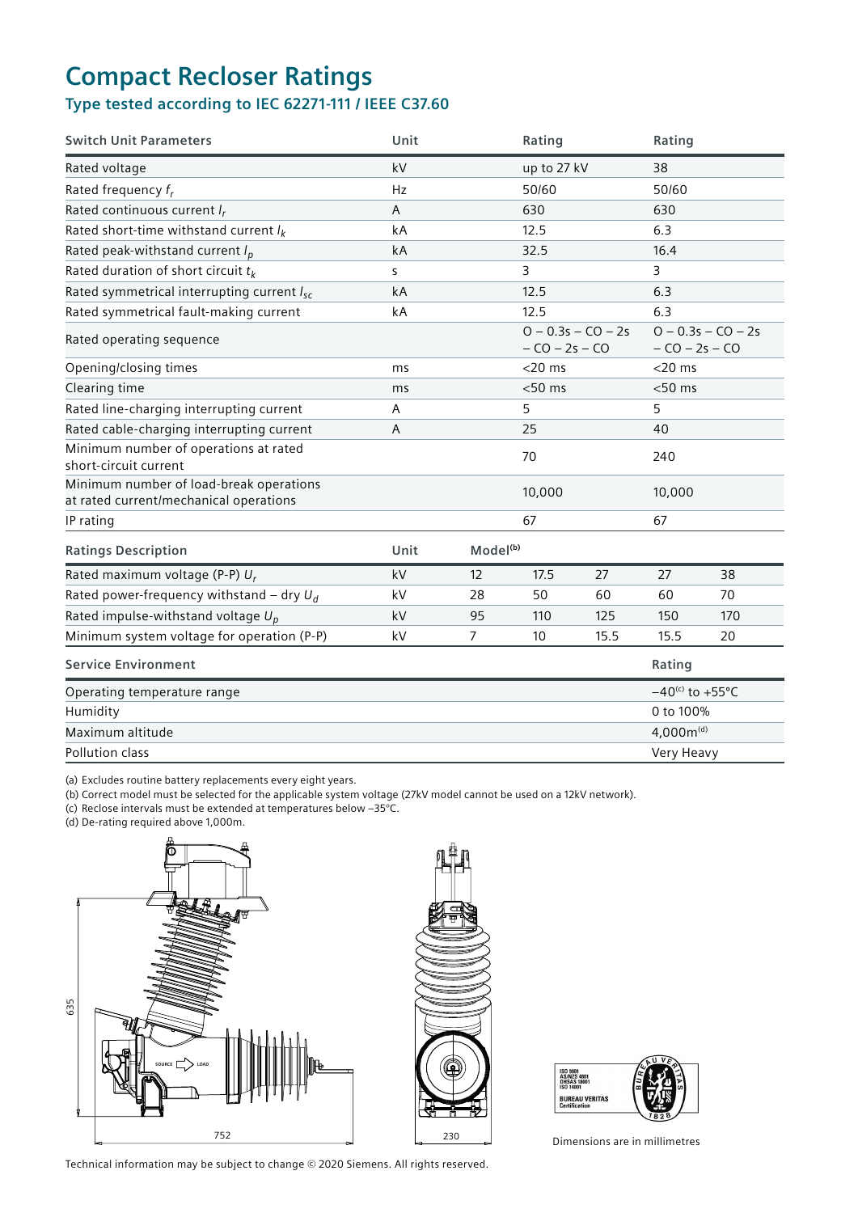# Compact Recloser Ratings

## Type tested according to IEC 62271-111 / IEEE C37.60

| Switch Unit Parameters | Unit | Rating | Rating |
|---|---|---|---|
| Rated voltage | kV | up to 27 kV | 38 |
| Rated frequency $f_r$ | Hz | 50/60 | 50/60 |
| Rated continuous current $I_r$ | A | 630 | 630 |
| Rated short-time withstand current $I_k$ | kA | 12.5 | 6.3 |
| Rated peak-withstand current $I_p$ | kA | 32.5 | 16.4 |
| Rated duration of short circuit $t_k$ | s | 3 | 3 |
| Rated symmetrical interrupting current $I_{sc}$ | kA | 12.5 | 6.3 |
| Rated symmetrical fault-making current | kA | 12.5 | 6.3 |
| Rated operating sequence | | O – 0.3s – CO – 2s – CO – 2s – CO | O – 0.3s – CO – 2s – CO – 2s – CO |
| Opening/closing times | ms | <20 ms | <20 ms |
| Clearing time | ms | <50 ms | <50 ms |
| Rated line-charging interrupting current | A | 5 | 5 |
| Rated cable-charging interrupting current | A | 25 | 40 |
| Minimum number of operations at rated short-circuit current | | 70 | 240 |
| Minimum number of load-break operations at rated current/mechanical operations | | 10,000 | 10,000 |
| IP rating | | 67 | 67 |

| Ratings Description | Unit | Model[b] | | | | |
|---|---|---|---|---|---|---|
| Rated maximum voltage (P-P) $U_r$ | kV | 12 | 17.5 | 27 | 27 | 38 |
| Rated power-frequency withstand – dry $U_d$ | kV | 28 | 50 | 60 | 60 | 70 |
| Rated impulse-withstand voltage $U_p$ | kV | 95 | 110 | 125 | 150 | 170 |
| Minimum system voltage for operation (P-P) | kV | 7 | 10 | 15.5 | 15.5 | 20 |

| Service Environment | Rating |
|---|---|
| Operating temperature range | −40[c] to +55°C |
| Humidity | 0 to 100% |
| Maximum altitude | 4,000m[d] |
| Pollution class | Very Heavy |

(a) Excludes routine battery replacements every eight years.
(b) Correct model must be selected for the applicable system voltage (27kV model cannot be used on a 12kV network).
(c) Reclose intervals must be extended at temperatures below −35°C.
(d) De-rating required above 1,000m.

635

SOURCE LOAD

752

230

ISO 9001
AS/NZS 4801
OHSAS 18001
ISO 14001
BUREAU VERITAS
Certification

BUREAU VERITAS
1828

Dimensions are in millimetres

Technical information may be subject to change © 2020 Siemens. All rights reserved.